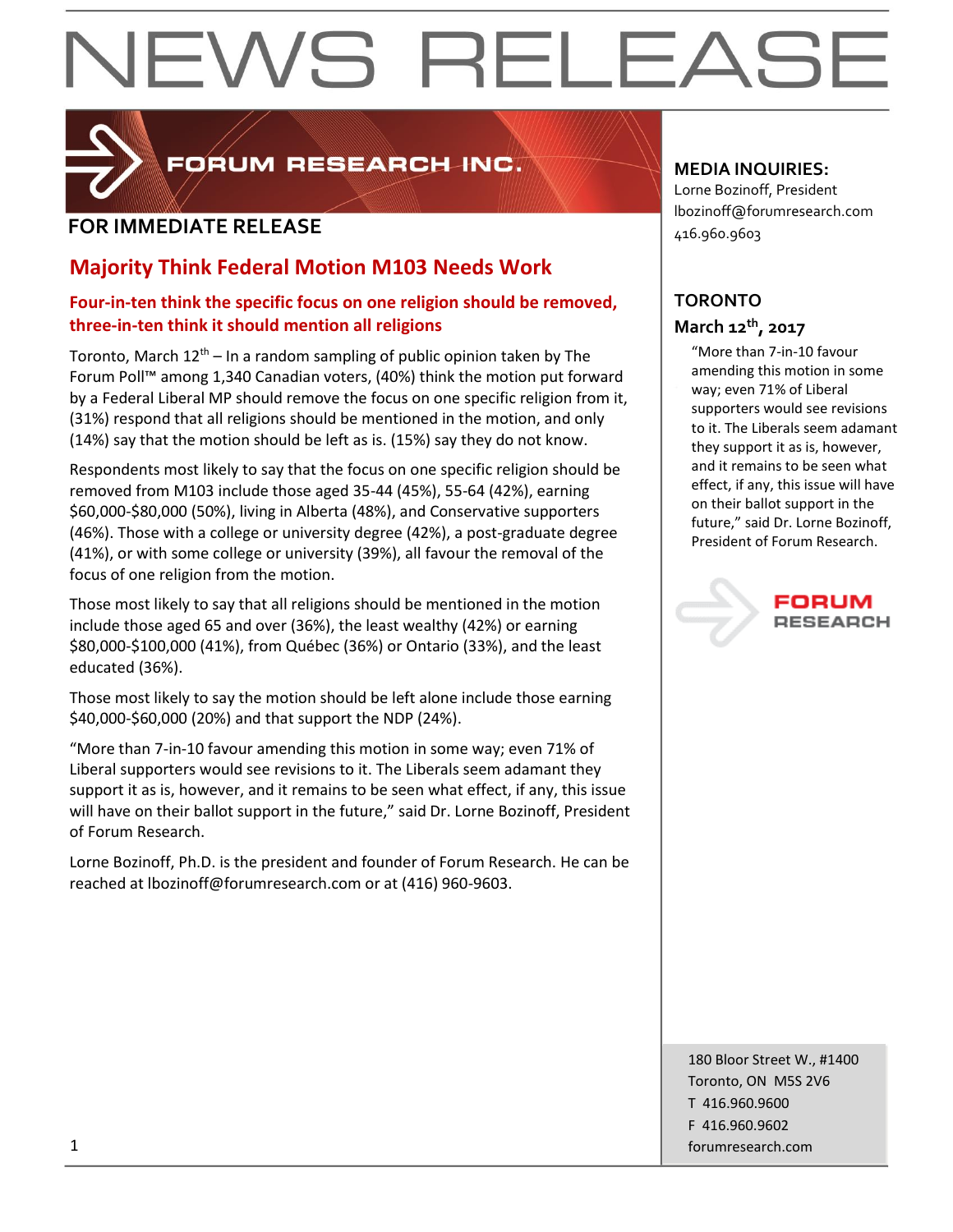# NEWS RELEASE

FORUM RESEARCH INC.

**FOR IMMEDIATE RELEASE**

## Majority Think Federal Motion M103 Needs Work

### Four-in-ten think the specific focus on one religion should be removed, three-in-ten think it should mention all religions

Toronto, March 12th – In a random sampling of public opinion taken by The Forum Poll™ among 1,340 Canadian voters, (40%) think the motion put forward by a Federal Liberal MP should remove the focus on one specific religion from it, (31%) respond that all religions should be mentioned in the motion, and only (14%) say that the motion should be left as is. (15%) say they do not know.

Respondents most likely to say that the focus on one specific religion should be removed from M103 include those aged 35-44 (45%), 55-64 (42%), earning $60,000-$80,000 (50%), living in Alberta (48%), and Conservative supporters (46%). Those with a college or university degree (42%), a post-graduate degree (41%), or with some college or university (39%), all favour the removal of the focus of one religion from the motion.

Those most likely to say that all religions should be mentioned in the motion include those aged 65 and over (36%), the least wealthy (42%) or earning $80,000-$100,000 (41%), from Québec (36%) or Ontario (33%), and the least educated (36%).

Those most likely to say the motion should be left alone include those earning $40,000-$60,000 (20%) and that support the NDP (24%).

"More than 7-in-10 favour amending this motion in some way; even 71% of Liberal supporters would see revisions to it. The Liberals seem adamant they support it as is, however, and it remains to be seen what effect, if any, this issue will have on their ballot support in the future," said Dr. Lorne Bozinoff, President of Forum Research.

Lorne Bozinoff, Ph.D. is the president and founder of Forum Research. He can be reached at lbozinoff@forumresearch.com or at (416) 960-9603.

**MEDIA INQUIRIES:**
Lorne Bozinoff, President
lbozinoff@forumresearch.com
416.960.9603

**TORONTO**
**March 12th, 2017**

"More than 7-in-10 favour amending this motion in some way; even 71% of Liberal supporters would see revisions to it. The Liberals seem adamant they support it as is, however, and it remains to be seen what effect, if any, this issue will have on their ballot support in the future," said Dr. Lorne Bozinoff, President of Forum Research.

FORUM RESEARCH

180 Bloor Street W., #1400
Toronto, ON M5S 2V6
T 416.960.9600
F 416.960.9602
forumresearch.com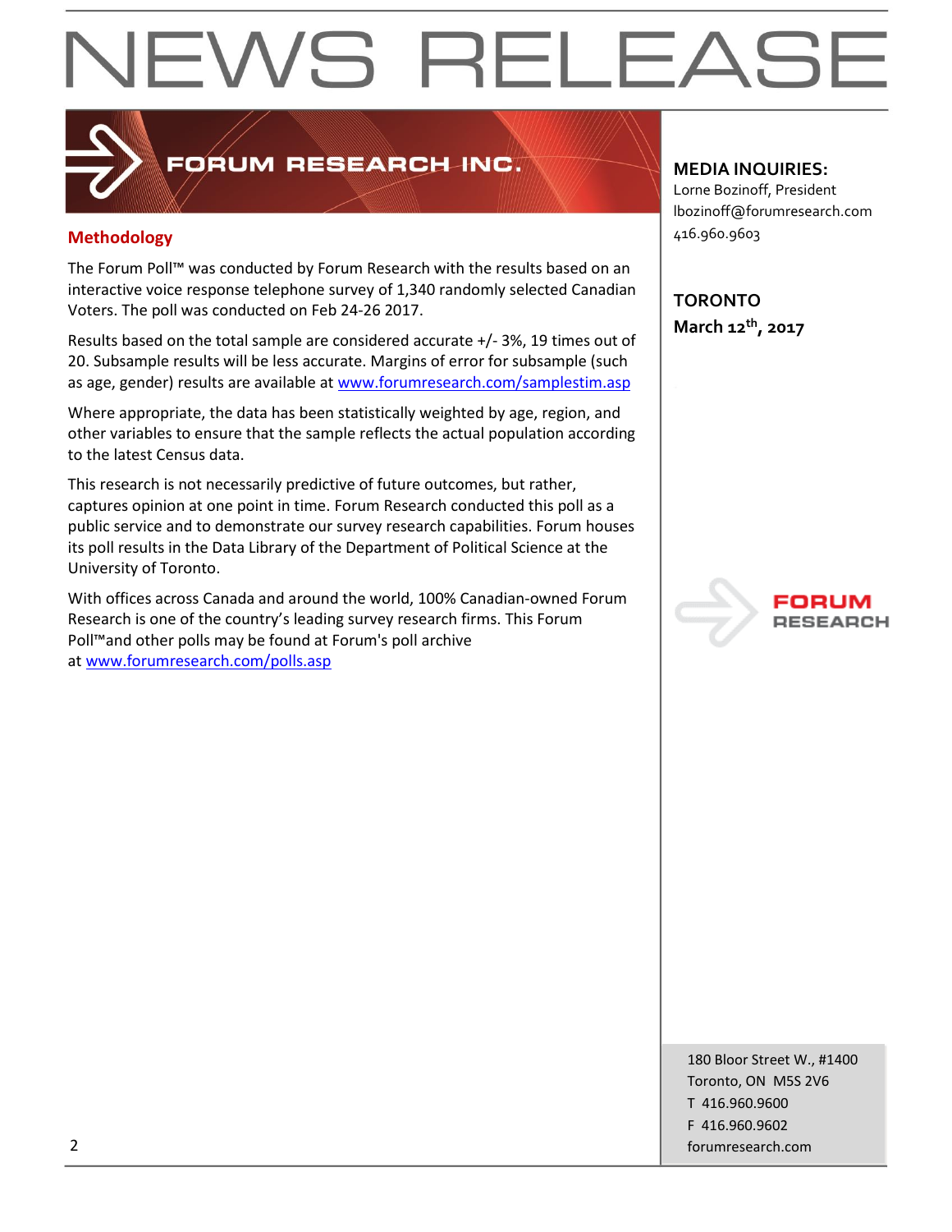# NEWS RELEASE

FORUM RESEARCH INC.

**MEDIA INQUIRIES:**
Lorne Bozinoff, President
lbozinoff@forumresearch.com
416.960.9603

**TORONTO**
**March 12th, 2017**

## Methodology

The Forum Poll™ was conducted by Forum Research with the results based on an interactive voice response telephone survey of 1,340 randomly selected Canadian Voters. The poll was conducted on Feb 24-26 2017.

Results based on the total sample are considered accurate +/- 3%, 19 times out of 20. Subsample results will be less accurate. Margins of error for subsample (such as age, gender) results are available at www.forumresearch.com/samplestim.asp

Where appropriate, the data has been statistically weighted by age, region, and other variables to ensure that the sample reflects the actual population according to the latest Census data.

This research is not necessarily predictive of future outcomes, but rather, captures opinion at one point in time. Forum Research conducted this poll as a public service and to demonstrate our survey research capabilities. Forum houses its poll results in the Data Library of the Department of Political Science at the University of Toronto.

With offices across Canada and around the world, 100% Canadian-owned Forum Research is one of the country's leading survey research firms. This Forum Poll™and other polls may be found at Forum's poll archive at www.forumresearch.com/polls.asp

180 Bloor Street W., #1400
Toronto, ON M5S 2V6
T 416.960.9600
F 416.960.9602
forumresearch.com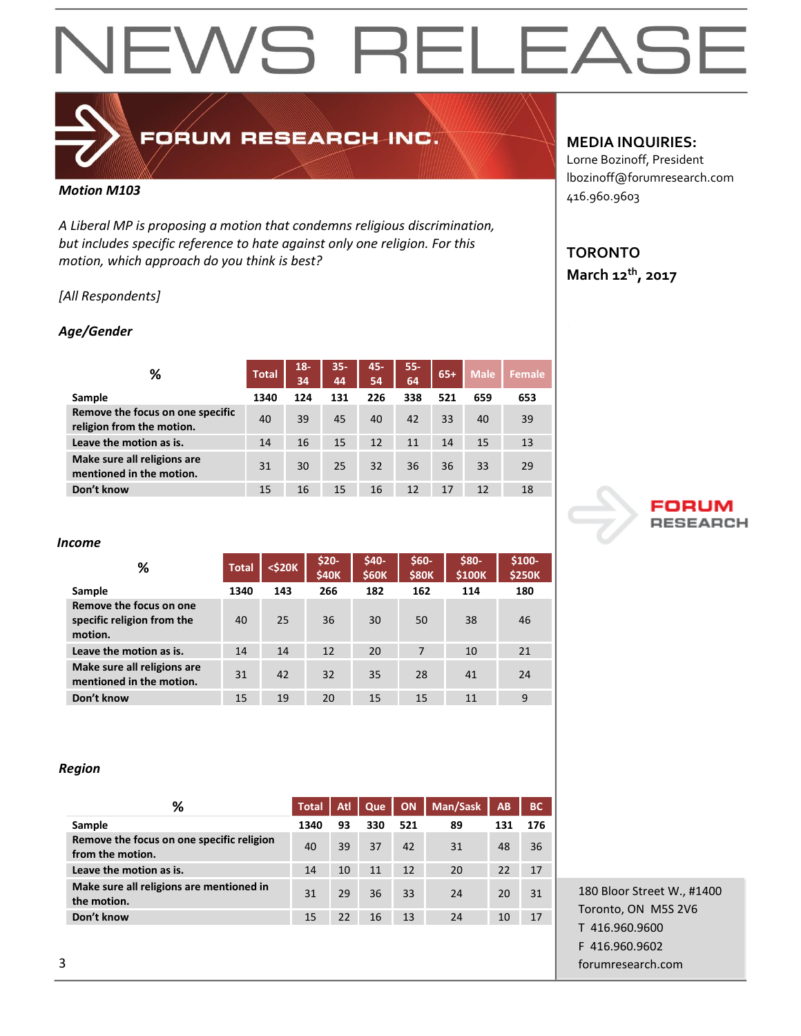# NEWS RELEASE

**FORUM RESEARCH INC.**

**MEDIA INQUIRIES:**
Lorne Bozinoff, President
lbozinoff@forumresearch.com
416.960.9603

**TORONTO**
**March 12th, 2017**

***Motion M103***

*A Liberal MP is proposing a motion that condemns religious discrimination, but includes specific reference to hate against only one religion. For this motion, which approach do you think is best?*

*[All Respondents]*

***Age/Gender***

| % | Total | 18-34 | 35-44 | 45-54 | 55-64 | 65+ | Male | Female |
|---|---|---|---|---|---|---|---|---|
| **Sample** | 1340 | 124 | 131 | 226 | 338 | 521 | 659 | 653 |
| **Remove the focus on one specific religion from the motion.** | 40 | 39 | 45 | 40 | 42 | 33 | 40 | 39 |
| **Leave the motion as is.** | 14 | 16 | 15 | 12 | 11 | 14 | 15 | 13 |
| **Make sure all religions are mentioned in the motion.** | 31 | 30 | 25 | 32 | 36 | 36 | 33 | 29 |
| **Don't know** | 15 | 16 | 15 | 16 | 12 | 17 | 12 | 18 |

***Income***

| % | Total | <$20K | $20-$40K | $40-$60K | $60-$80K | $80-$100K | $100-$250K |
|---|---|---|---|---|---|---|---|
| **Sample** | 1340 | 143 | 266 | 182 | 162 | 114 | 180 |
| **Remove the focus on one specific religion from the motion.** | 40 | 25 | 36 | 30 | 50 | 38 | 46 |
| **Leave the motion as is.** | 14 | 14 | 12 | 20 | 7 | 10 | 21 |
| **Make sure all religions are mentioned in the motion.** | 31 | 42 | 32 | 35 | 28 | 41 | 24 |
| **Don't know** | 15 | 19 | 20 | 15 | 15 | 11 | 9 |

***Region***

| % | Total | Atl | Que | ON | Man/Sask | AB | BC |
|---|---|---|---|---|---|---|---|
| **Sample** | 1340 | 93 | 330 | 521 | 89 | 131 | 176 |
| **Remove the focus on one specific religion from the motion.** | 40 | 39 | 37 | 42 | 31 | 48 | 36 |
| **Leave the motion as is.** | 14 | 10 | 11 | 12 | 20 | 22 | 17 |
| **Make sure all religions are mentioned in the motion.** | 31 | 29 | 36 | 33 | 24 | 20 | 31 |
| **Don't know** | 15 | 22 | 16 | 13 | 24 | 10 | 17 |

180 Bloor Street W., #1400
Toronto, ON M5S 2V6
T 416.960.9600
F 416.960.9602
forumresearch.com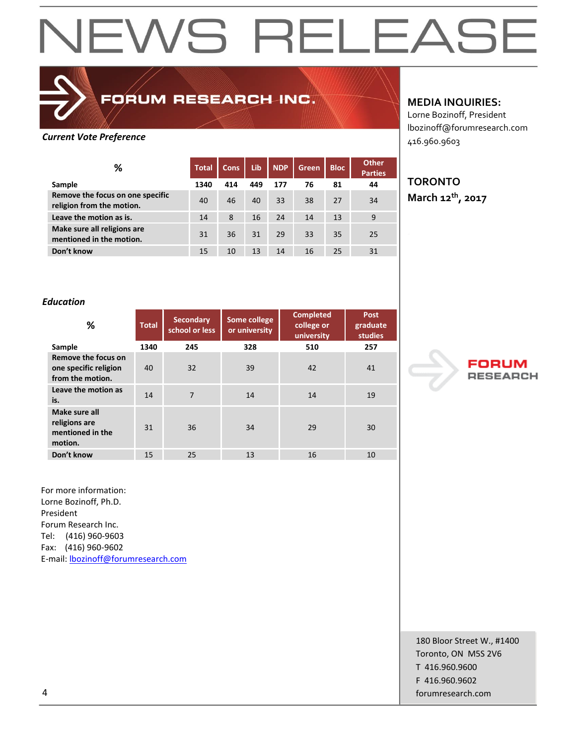# NEWS RELEASE

**MEDIA INQUIRIES:**
Lorne Bozinoff, President
lbozinoff@forumresearch.com
416.960.9603

**TORONTO**
**March 12th, 2017**

***Current Vote Preference***

| % | Total | Cons | Lib | NDP | Green | Bloc | Other Parties |
|---|---|---|---|---|---|---|---|
| **Sample** | **1340** | **414** | **449** | **177** | **76** | **81** | **44** |
| **Remove the focus on one specific religion from the motion.** | 40 | 46 | 40 | 33 | 38 | 27 | 34 |
| **Leave the motion as is.** | 14 | 8 | 16 | 24 | 14 | 13 | 9 |
| **Make sure all religions are mentioned in the motion.** | 31 | 36 | 31 | 29 | 33 | 35 | 25 |
| **Don't know** | 15 | 10 | 13 | 14 | 16 | 25 | 31 |

***Education***

| % | Total | Secondary school or less | Some college or university | Completed college or university | Post graduate studies |
|---|---|---|---|---|---|
| **Sample** | **1340** | **245** | **328** | **510** | **257** |
| **Remove the focus on one specific religion from the motion.** | 40 | 32 | 39 | 42 | 41 |
| **Leave the motion as is.** | 14 | 7 | 14 | 14 | 19 |
| **Make sure all religions are mentioned in the motion.** | 31 | 36 | 34 | 29 | 30 |
| **Don't know** | 15 | 25 | 13 | 16 | 10 |

For more information:
Lorne Bozinoff, Ph.D.
President
Forum Research Inc.
Tel: (416) 960-9603
Fax: (416) 960-9602
E-mail: lbozinoff@forumresearch.com

180 Bloor Street W., #1400
Toronto, ON M5S 2V6
T 416.960.9600
F 416.960.9602
forumresearch.com